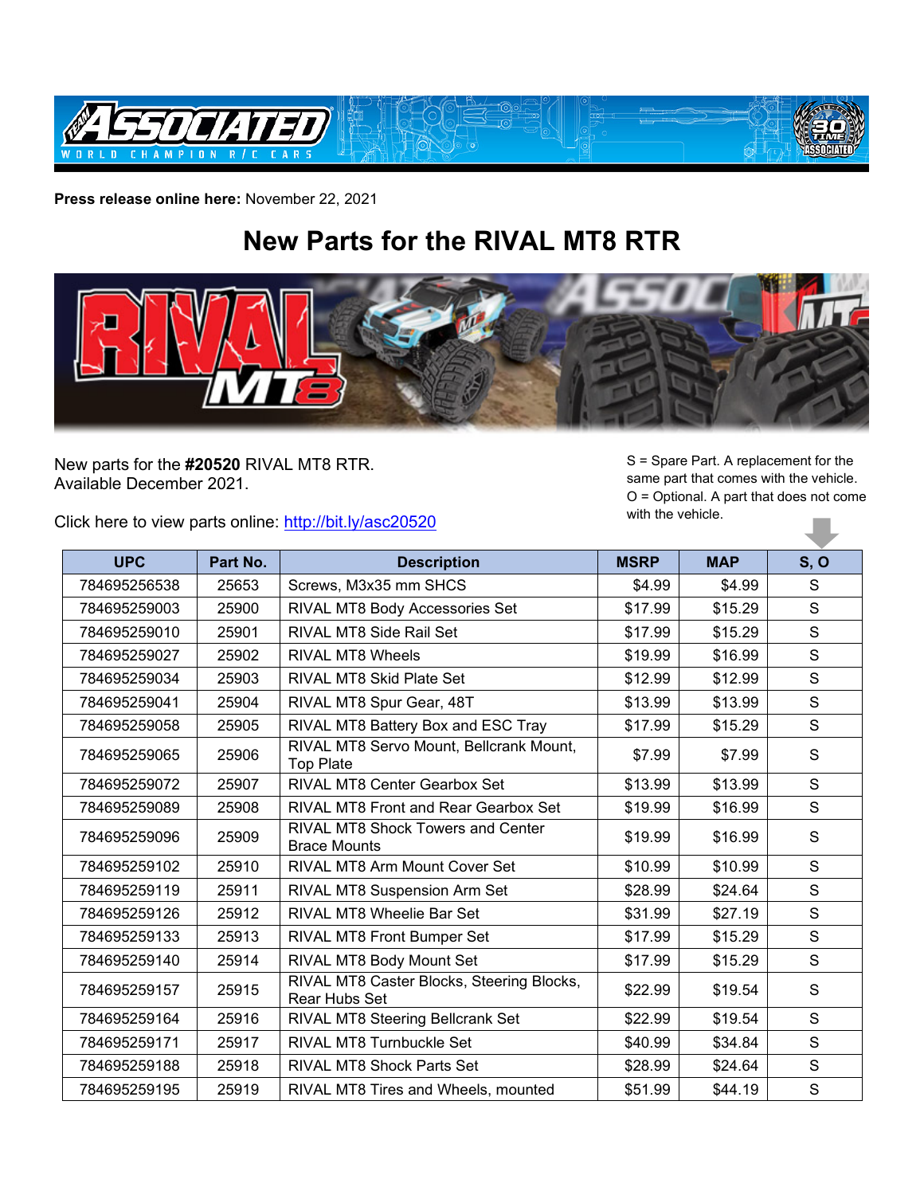**Press release online here:** November 22, 2021

# New Parts for the RIVAL MT8 RTR

New parts for the **#20520** RIVAL MT8 RTR.
Available December 2021.

Click here to view parts online: http://bit.ly/asc20520

S = Spare Part. A replacement for the same part that comes with the vehicle.
O = Optional. A part that does not come with the vehicle.

| UPC | Part No. | Description | MSRP | MAP | S, O |
|---|---|---|---|---|---|
| 784695256538 | 25653 | Screws, M3x35 mm SHCS | $4.99 | $4.99 | S |
| 784695259003 | 25900 | RIVAL MT8 Body Accessories Set | $17.99 | $15.29 | S |
| 784695259010 | 25901 | RIVAL MT8 Side Rail Set | $17.99 | $15.29 | S |
| 784695259027 | 25902 | RIVAL MT8 Wheels | $19.99 | $16.99 | S |
| 784695259034 | 25903 | RIVAL MT8 Skid Plate Set | $12.99 | $12.99 | S |
| 784695259041 | 25904 | RIVAL MT8 Spur Gear, 48T | $13.99 | $13.99 | S |
| 784695259058 | 25905 | RIVAL MT8 Battery Box and ESC Tray | $17.99 | $15.29 | S |
| 784695259065 | 25906 | RIVAL MT8 Servo Mount, Bellcrank Mount, Top Plate | $7.99 | $7.99 | S |
| 784695259072 | 25907 | RIVAL MT8 Center Gearbox Set | $13.99 | $13.99 | S |
| 784695259089 | 25908 | RIVAL MT8 Front and Rear Gearbox Set | $19.99 | $16.99 | S |
| 784695259096 | 25909 | RIVAL MT8 Shock Towers and Center Brace Mounts | $19.99 | $16.99 | S |
| 784695259102 | 25910 | RIVAL MT8 Arm Mount Cover Set | $10.99 | $10.99 | S |
| 784695259119 | 25911 | RIVAL MT8 Suspension Arm Set | $28.99 | $24.64 | S |
| 784695259126 | 25912 | RIVAL MT8 Wheelie Bar Set | $31.99 | $27.19 | S |
| 784695259133 | 25913 | RIVAL MT8 Front Bumper Set | $17.99 | $15.29 | S |
| 784695259140 | 25914 | RIVAL MT8 Body Mount Set | $17.99 | $15.29 | S |
| 784695259157 | 25915 | RIVAL MT8 Caster Blocks, Steering Blocks, Rear Hubs Set | $22.99 | $19.54 | S |
| 784695259164 | 25916 | RIVAL MT8 Steering Bellcrank Set | $22.99 | $19.54 | S |
| 784695259171 | 25917 | RIVAL MT8 Turnbuckle Set | $40.99 | $34.84 | S |
| 784695259188 | 25918 | RIVAL MT8 Shock Parts Set | $28.99 | $24.64 | S |
| 784695259195 | 25919 | RIVAL MT8 Tires and Wheels, mounted | $51.99 | $44.19 | S |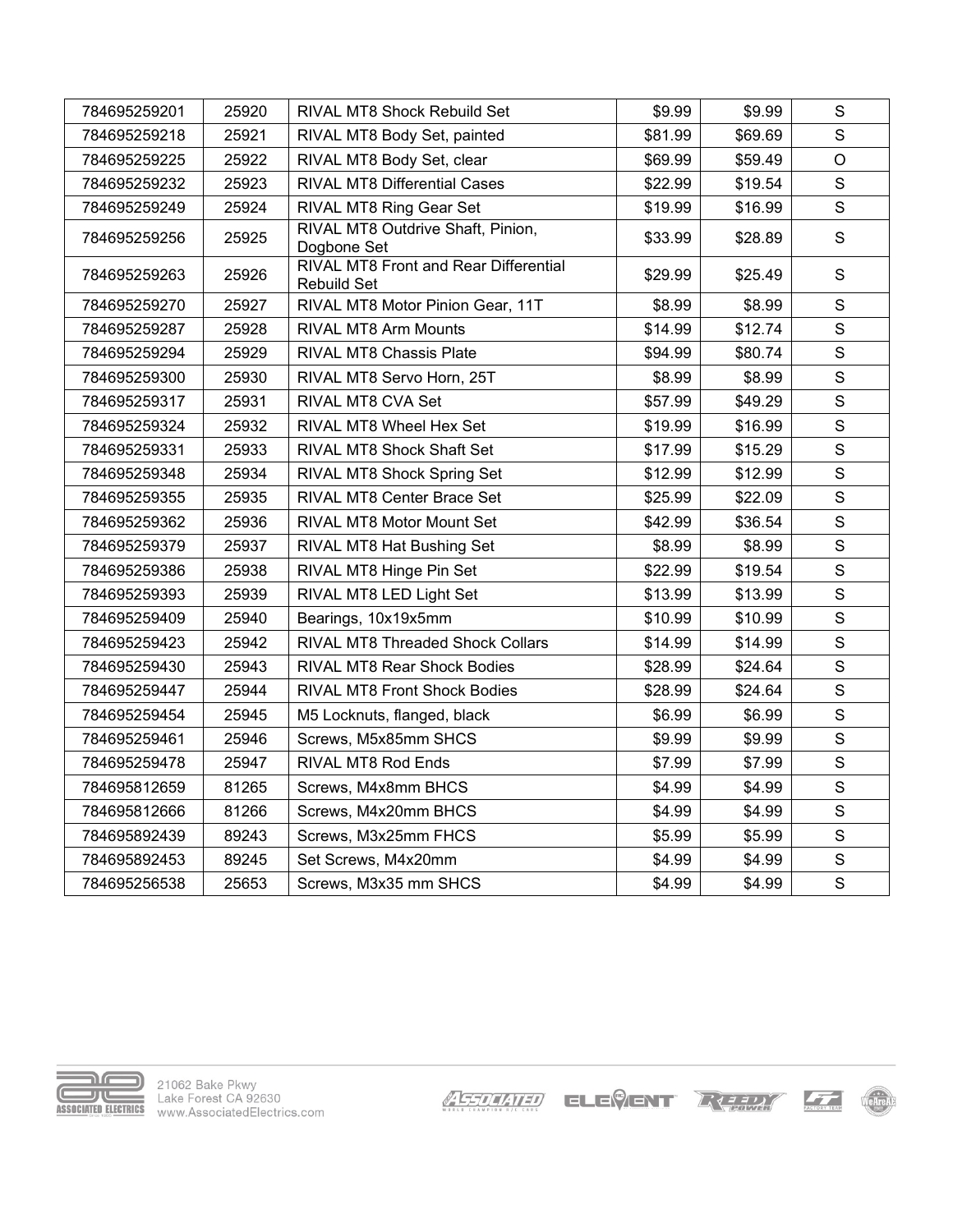| | | | | | |
|---|---|---|---|---|---|
| 784695259201 | 25920 | RIVAL MT8 Shock Rebuild Set | $9.99 | $9.99 | S |
| 784695259218 | 25921 | RIVAL MT8 Body Set, painted | $81.99 | $69.69 | S |
| 784695259225 | 25922 | RIVAL MT8 Body Set, clear | $69.99 | $59.49 | O |
| 784695259232 | 25923 | RIVAL MT8 Differential Cases | $22.99 | $19.54 | S |
| 784695259249 | 25924 | RIVAL MT8 Ring Gear Set | $19.99 | $16.99 | S |
| 784695259256 | 25925 | RIVAL MT8 Outdrive Shaft, Pinion, Dogbone Set | $33.99 | $28.89 | S |
| 784695259263 | 25926 | RIVAL MT8 Front and Rear Differential Rebuild Set | $29.99 | $25.49 | S |
| 784695259270 | 25927 | RIVAL MT8 Motor Pinion Gear, 11T | $8.99 | $8.99 | S |
| 784695259287 | 25928 | RIVAL MT8 Arm Mounts | $14.99 | $12.74 | S |
| 784695259294 | 25929 | RIVAL MT8 Chassis Plate | $94.99 | $80.74 | S |
| 784695259300 | 25930 | RIVAL MT8 Servo Horn, 25T | $8.99 | $8.99 | S |
| 784695259317 | 25931 | RIVAL MT8 CVA Set | $57.99 | $49.29 | S |
| 784695259324 | 25932 | RIVAL MT8 Wheel Hex Set | $19.99 | $16.99 | S |
| 784695259331 | 25933 | RIVAL MT8 Shock Shaft Set | $17.99 | $15.29 | S |
| 784695259348 | 25934 | RIVAL MT8 Shock Spring Set | $12.99 | $12.99 | S |
| 784695259355 | 25935 | RIVAL MT8 Center Brace Set | $25.99 | $22.09 | S |
| 784695259362 | 25936 | RIVAL MT8 Motor Mount Set | $42.99 | $36.54 | S |
| 784695259379 | 25937 | RIVAL MT8 Hat Bushing Set | $8.99 | $8.99 | S |
| 784695259386 | 25938 | RIVAL MT8 Hinge Pin Set | $22.99 | $19.54 | S |
| 784695259393 | 25939 | RIVAL MT8 LED Light Set | $13.99 | $13.99 | S |
| 784695259409 | 25940 | Bearings, 10x19x5mm | $10.99 | $10.99 | S |
| 784695259423 | 25942 | RIVAL MT8 Threaded Shock Collars | $14.99 | $14.99 | S |
| 784695259430 | 25943 | RIVAL MT8 Rear Shock Bodies | $28.99 | $24.64 | S |
| 784695259447 | 25944 | RIVAL MT8 Front Shock Bodies | $28.99 | $24.64 | S |
| 784695259454 | 25945 | M5 Locknuts, flanged, black | $6.99 | $6.99 | S |
| 784695259461 | 25946 | Screws, M5x85mm SHCS | $9.99 | $9.99 | S |
| 784695259478 | 25947 | RIVAL MT8 Rod Ends | $7.99 | $7.99 | S |
| 784695812659 | 81265 | Screws, M4x8mm BHCS | $4.99 | $4.99 | S |
| 784695812666 | 81266 | Screws, M4x20mm BHCS | $4.99 | $4.99 | S |
| 784695892439 | 89243 | Screws, M3x25mm FHCS | $5.99 | $5.99 | S |
| 784695892453 | 89245 | Set Screws, M4x20mm | $4.99 | $4.99 | S |
| 784695256538 | 25653 | Screws, M3x35 mm SHCS | $4.99 | $4.99 | S |

ASSOCIATED ELECTRICS
21062 Bake Pkwy
Lake Forest CA 92630
www.AssociatedElectrics.com